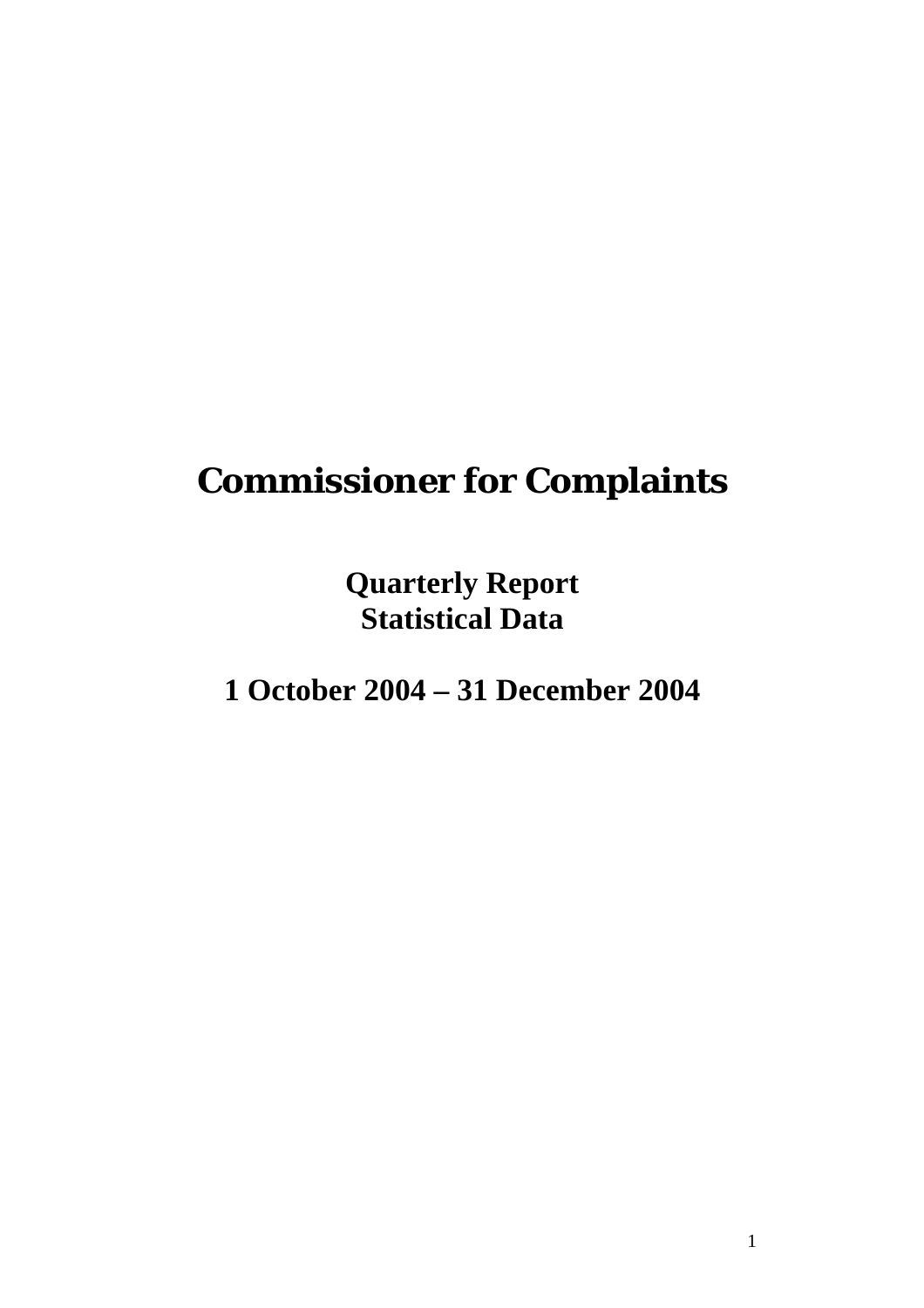# Commissioner for Complaints

**Quarterly Report**
**Statistical Data**

**1 October 2004 – 31 December 2004**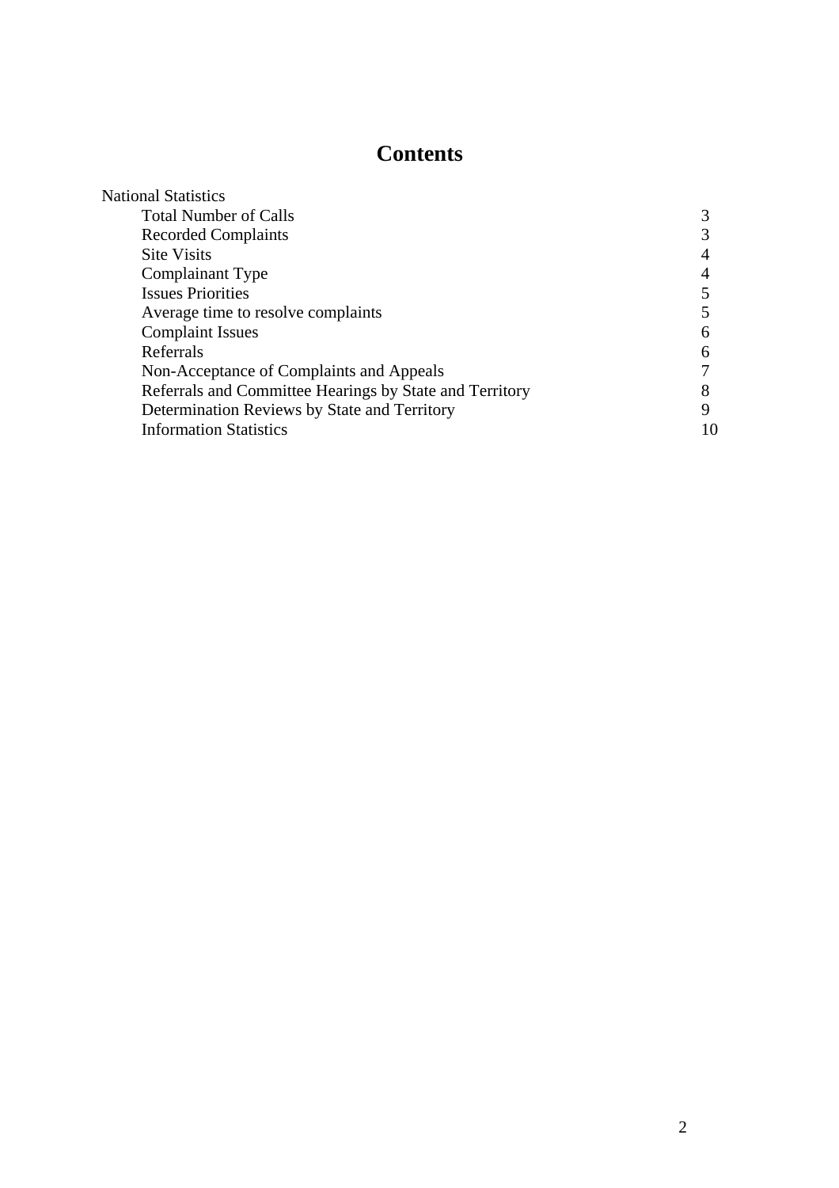# Contents

| | |
|---|---|
| National Statistics | |
| Total Number of Calls | 3 |
| Recorded Complaints | 3 |
| Site Visits | 4 |
| Complainant Type | 4 |
| Issues Priorities | 5 |
| Average time to resolve complaints | 5 |
| Complaint Issues | 6 |
| Referrals | 6 |
| Non-Acceptance of Complaints and Appeals | 7 |
| Referrals and Committee Hearings by State and Territory | 8 |
| Determination Reviews by State and Territory | 9 |
| Information Statistics | 10 |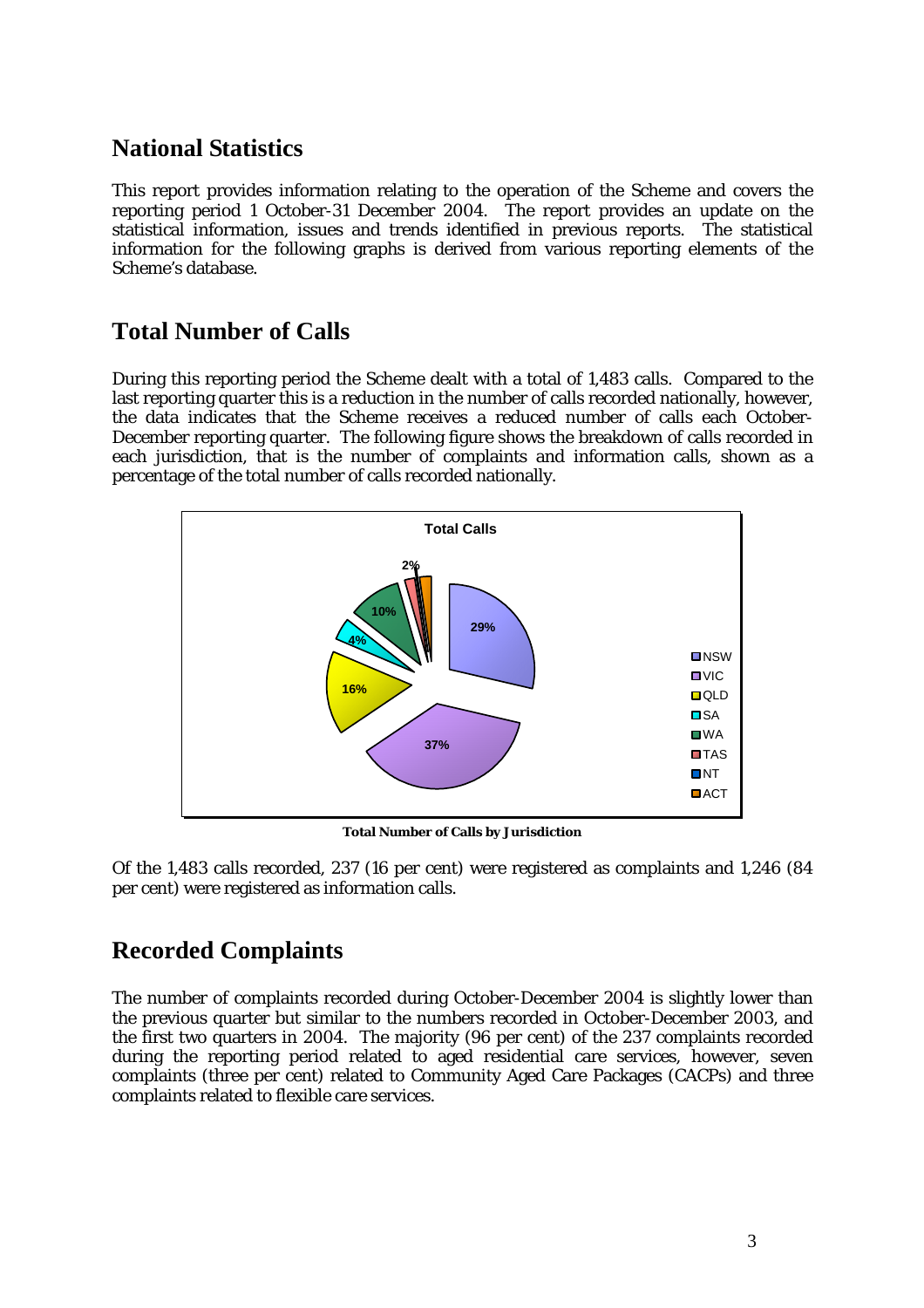## National Statistics

This report provides information relating to the operation of the Scheme and covers the reporting period 1 October-31 December 2004. The report provides an update on the statistical information, issues and trends identified in previous reports. The statistical information for the following graphs is derived from various reporting elements of the Scheme's database.

## Total Number of Calls

During this reporting period the Scheme dealt with a total of 1,483 calls. Compared to the last reporting quarter this is a reduction in the number of calls recorded nationally, however, the data indicates that the Scheme receives a reduced number of calls each October-December reporting quarter. The following figure shows the breakdown of calls recorded in each jurisdiction, that is the number of complaints and information calls, shown as a percentage of the total number of calls recorded nationally.

**Total Number of Calls by Jurisdiction**

Of the 1,483 calls recorded, 237 (16 per cent) were registered as complaints and 1,246 (84 per cent) were registered as information calls.

## Recorded Complaints

The number of complaints recorded during October-December 2004 is slightly lower than the previous quarter but similar to the numbers recorded in October-December 2003, and the first two quarters in 2004. The majority (96 per cent) of the 237 complaints recorded during the reporting period related to aged residential care services, however, seven complaints (three per cent) related to Community Aged Care Packages (CACPs) and three complaints related to flexible care services.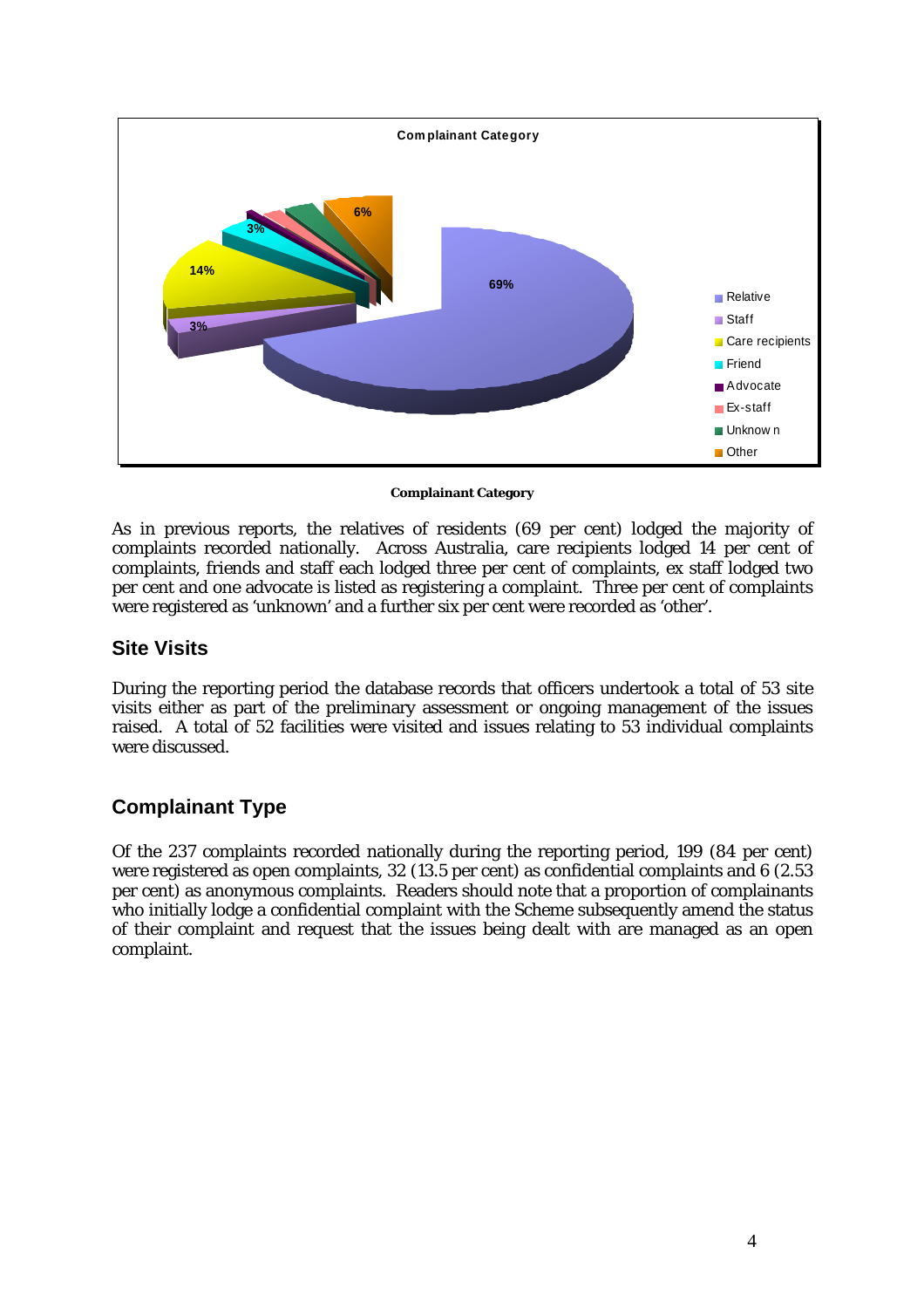**Complainant Category**

As in previous reports, the relatives of residents (69 per cent) lodged the majority of complaints recorded nationally. Across Australia, care recipients lodged 14 per cent of complaints, friends and staff each lodged three per cent of complaints, ex staff lodged two per cent and one advocate is listed as registering a complaint. Three per cent of complaints were registered as 'unknown' and a further six per cent were recorded as 'other'.

## Site Visits

During the reporting period the database records that officers undertook a total of 53 site visits either as part of the preliminary assessment or ongoing management of the issues raised. A total of 52 facilities were visited and issues relating to 53 individual complaints were discussed.

## Complainant Type

Of the 237 complaints recorded nationally during the reporting period, 199 (84 per cent) were registered as open complaints, 32 (13.5 per cent) as confidential complaints and 6 (2.53 per cent) as anonymous complaints. Readers should note that a proportion of complainants who initially lodge a confidential complaint with the Scheme subsequently amend the status of their complaint and request that the issues being dealt with are managed as an open complaint.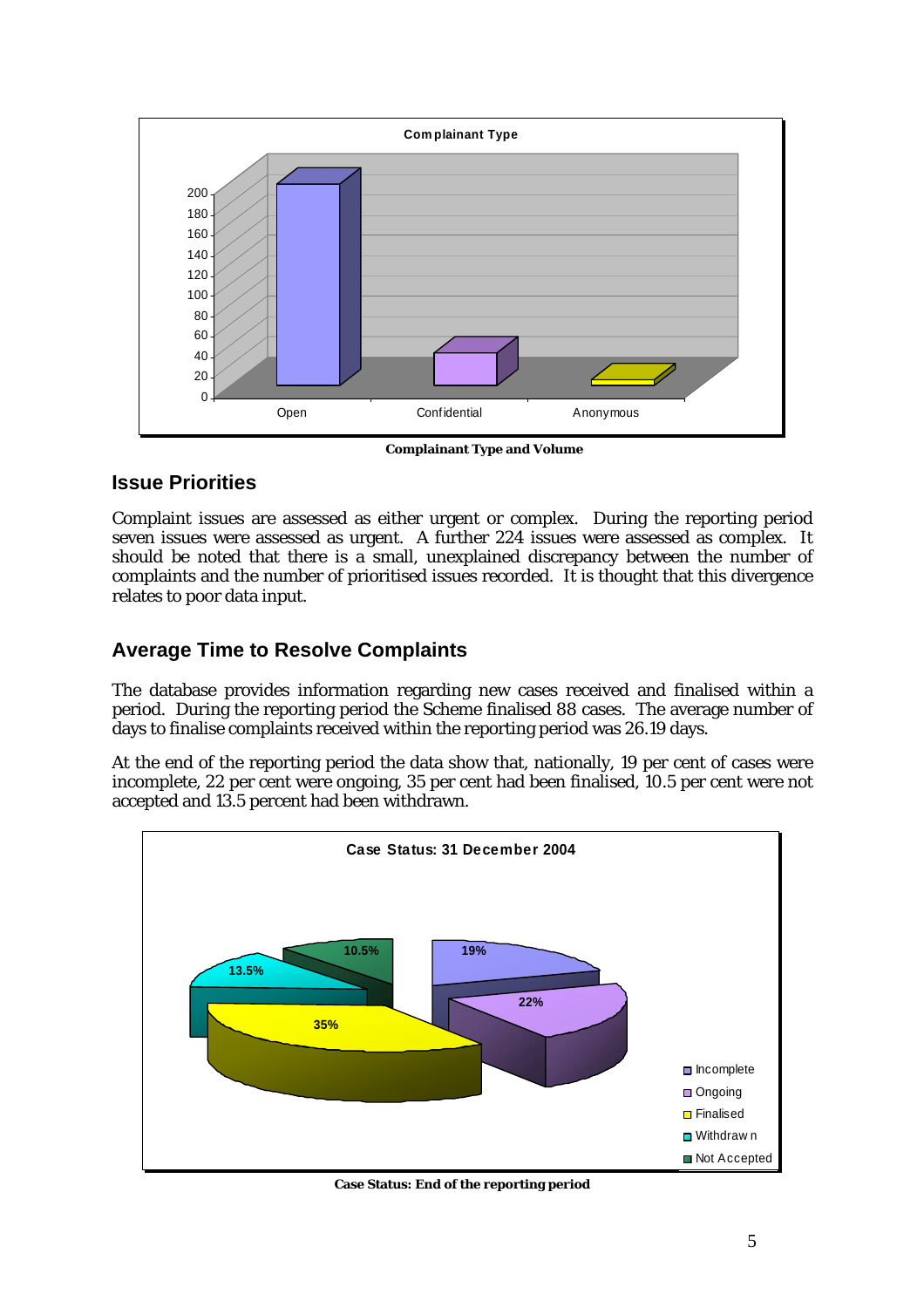Complainant Type and Volume

## Issue Priorities

Complaint issues are assessed as either urgent or complex. During the reporting period seven issues were assessed as urgent. A further 224 issues were assessed as complex. It should be noted that there is a small, unexplained discrepancy between the number of complaints and the number of prioritised issues recorded. It is thought that this divergence relates to poor data input.

## Average Time to Resolve Complaints

The database provides information regarding new cases received and finalised within a period. During the reporting period the Scheme finalised 88 cases. The average number of days to finalise complaints received within the reporting period was 26.19 days.

At the end of the reporting period the data show that, nationally, 19 per cent of cases were incomplete, 22 per cent were ongoing, 35 per cent had been finalised, 10.5 per cent were not accepted and 13.5 percent had been withdrawn.

Case Status: End of the reporting period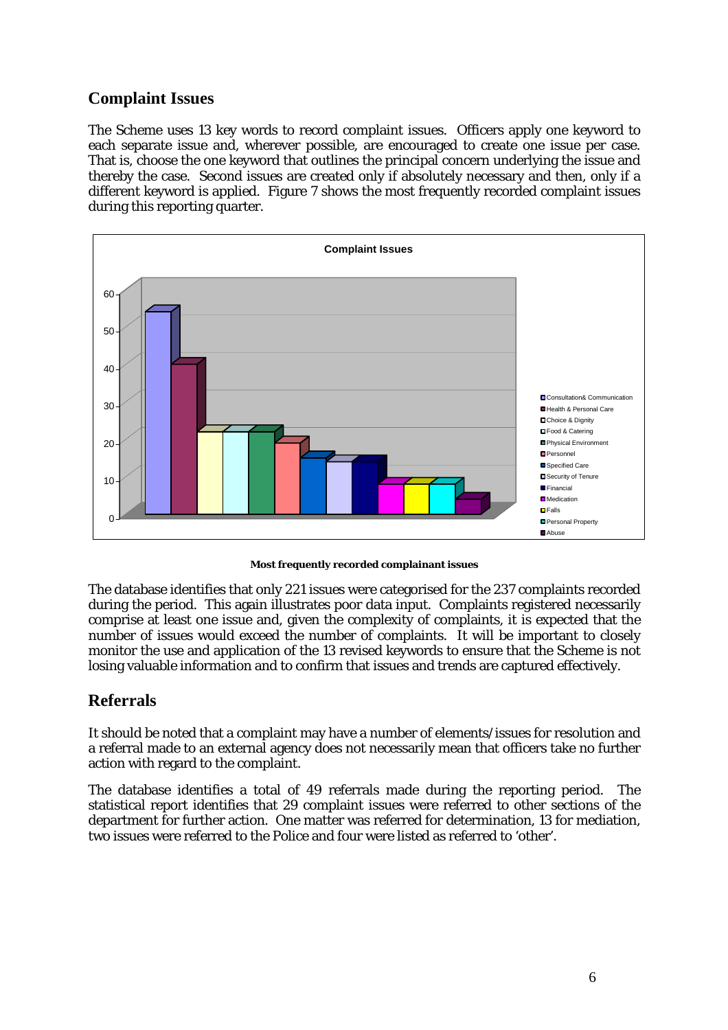## Complaint Issues

The Scheme uses 13 key words to record complaint issues. Officers apply one keyword to each separate issue and, wherever possible, are encouraged to create one issue per case. That is, choose the one keyword that outlines the principal concern underlying the issue and thereby the case. Second issues are created only if absolutely necessary and then, only if a different keyword is applied. Figure 7 shows the most frequently recorded complaint issues during this reporting quarter.

**Most frequently recorded complainant issues**

The database identifies that only 221 issues were categorised for the 237 complaints recorded during the period. This again illustrates poor data input. Complaints registered necessarily comprise at least one issue and, given the complexity of complaints, it is expected that the number of issues would exceed the number of complaints. It will be important to closely monitor the use and application of the 13 revised keywords to ensure that the Scheme is not losing valuable information and to confirm that issues and trends are captured effectively.

## Referrals

It should be noted that a complaint may have a number of elements/issues for resolution and a referral made to an external agency does not necessarily mean that officers take no further action with regard to the complaint.

The database identifies a total of 49 referrals made during the reporting period. The statistical report identifies that 29 complaint issues were referred to other sections of the department for further action. One matter was referred for determination, 13 for mediation, two issues were referred to the Police and four were listed as referred to 'other'.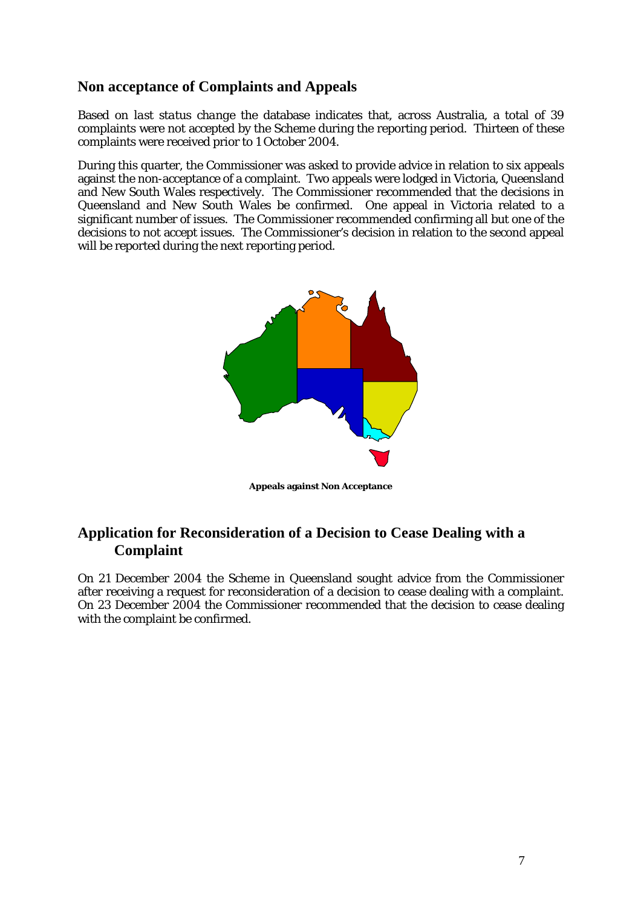## Non acceptance of Complaints and Appeals

Based on *last status change* the database indicates that, across Australia, a total of 39 complaints were not accepted by the Scheme during the reporting period. Thirteen of these complaints were received prior to 1 October 2004.

During this quarter, the Commissioner was asked to provide advice in relation to six appeals against the non-acceptance of a complaint. Two appeals were lodged in Victoria, Queensland and New South Wales respectively. The Commissioner recommended that the decisions in Queensland and New South Wales be confirmed. One appeal in Victoria related to a significant number of issues. The Commissioner recommended confirming all but one of the decisions to not accept issues. The Commissioner's decision in relation to the second appeal will be reported during the next reporting period.

**Appeals against Non Acceptance**

## Application for Reconsideration of a Decision to Cease Dealing with a Complaint

On 21 December 2004 the Scheme in Queensland sought advice from the Commissioner after receiving a request for reconsideration of a decision to cease dealing with a complaint. On 23 December 2004 the Commissioner recommended that the decision to cease dealing with the complaint be confirmed.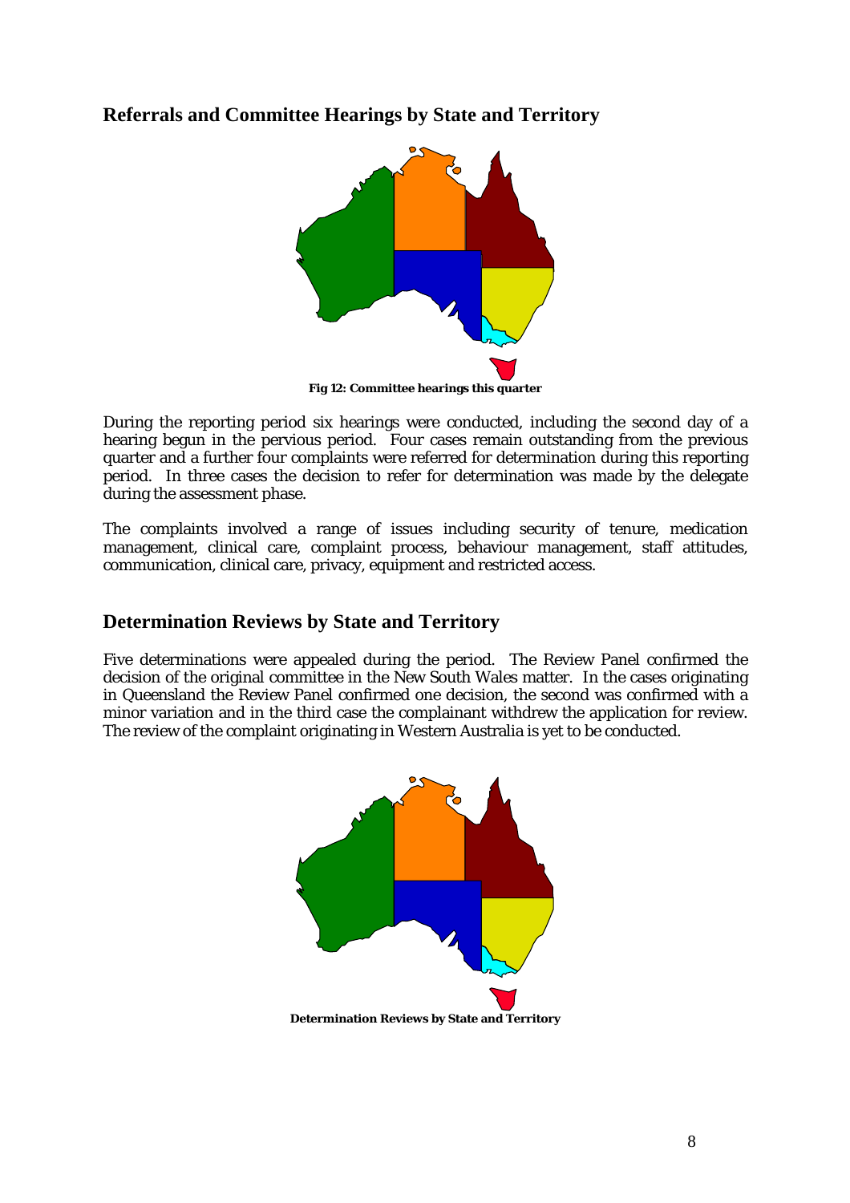## Referrals and Committee Hearings by State and Territory

**Fig 12: Committee hearings this quarter**

During the reporting period six hearings were conducted, including the second day of a hearing begun in the pervious period. Four cases remain outstanding from the previous quarter and a further four complaints were referred for determination during this reporting period. In three cases the decision to refer for determination was made by the delegate during the assessment phase.

The complaints involved a range of issues including security of tenure, medication management, clinical care, complaint process, behaviour management, staff attitudes, communication, clinical care, privacy, equipment and restricted access.

## Determination Reviews by State and Territory

Five determinations were appealed during the period. The Review Panel confirmed the decision of the original committee in the New South Wales matter. In the cases originating in Queensland the Review Panel confirmed one decision, the second was confirmed with a minor variation and in the third case the complainant withdrew the application for review. The review of the complaint originating in Western Australia is yet to be conducted.

**Determination Reviews by State and Territory**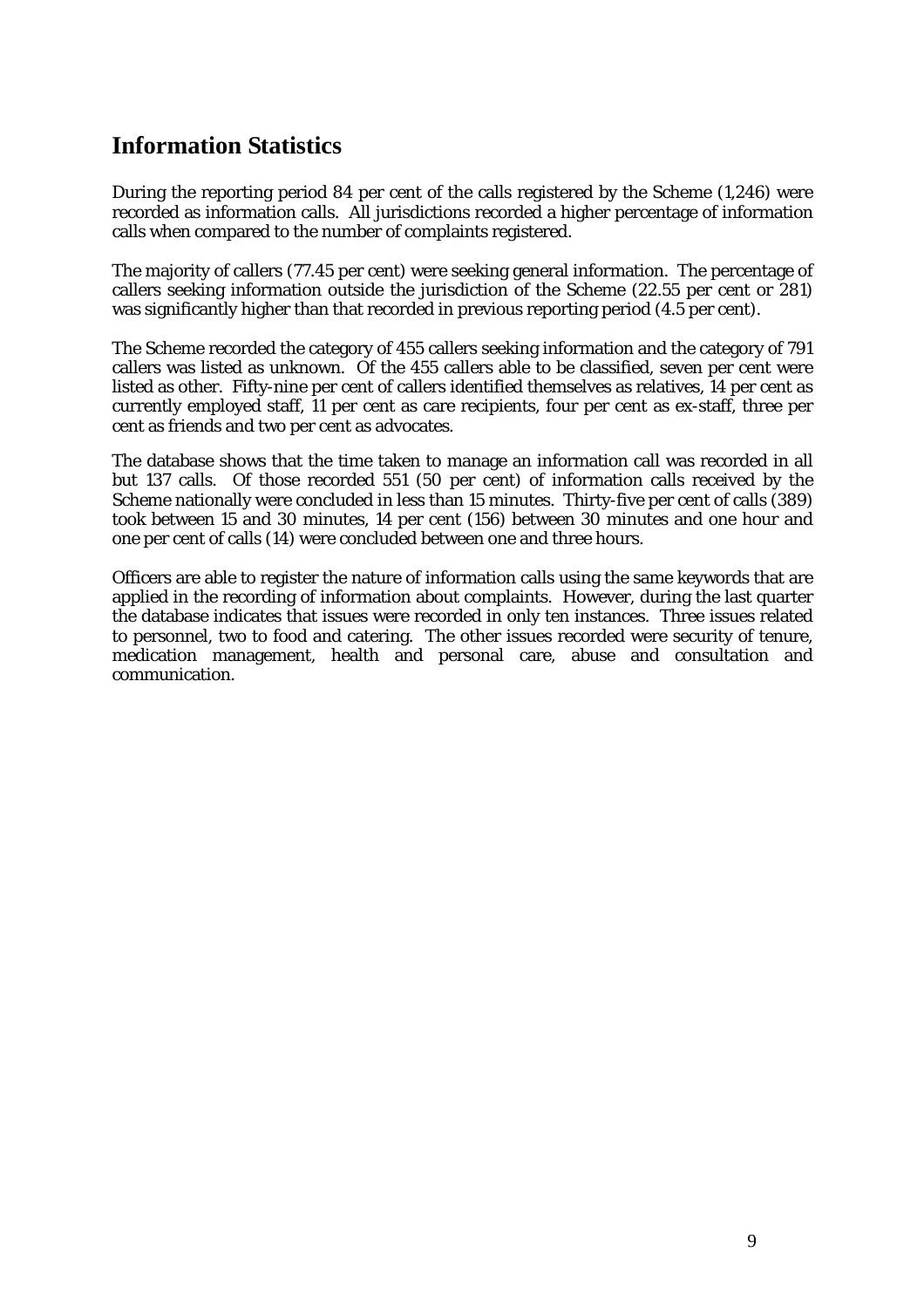## Information Statistics

During the reporting period 84 per cent of the calls registered by the Scheme (1,246) were recorded as information calls. All jurisdictions recorded a higher percentage of information calls when compared to the number of complaints registered.

The majority of callers (77.45 per cent) were seeking general information. The percentage of callers seeking information outside the jurisdiction of the Scheme (22.55 per cent or 281) was significantly higher than that recorded in previous reporting period (4.5 per cent).

The Scheme recorded the category of 455 callers seeking information and the category of 791 callers was listed as unknown. Of the 455 callers able to be classified, seven per cent were listed as other. Fifty-nine per cent of callers identified themselves as relatives, 14 per cent as currently employed staff, 11 per cent as care recipients, four per cent as ex-staff, three per cent as friends and two per cent as advocates.

The database shows that the time taken to manage an information call was recorded in all but 137 calls. Of those recorded 551 (50 per cent) of information calls received by the Scheme nationally were concluded in less than 15 minutes. Thirty-five per cent of calls (389) took between 15 and 30 minutes, 14 per cent (156) between 30 minutes and one hour and one per cent of calls (14) were concluded between one and three hours.

Officers are able to register the nature of information calls using the same keywords that are applied in the recording of information about complaints. However, during the last quarter the database indicates that issues were recorded in only ten instances. Three issues related to personnel, two to food and catering. The other issues recorded were security of tenure, medication management, health and personal care, abuse and consultation and communication.